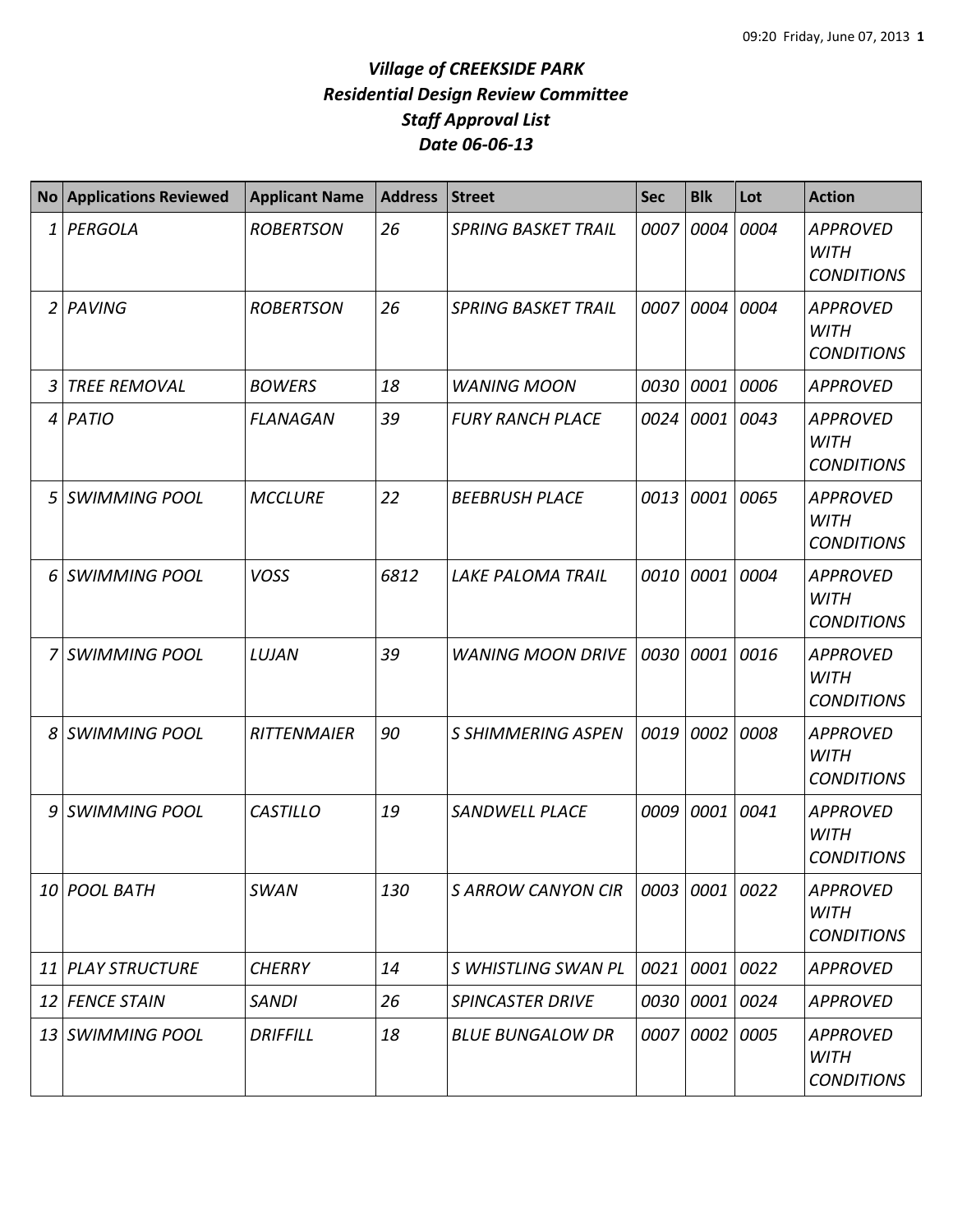# *Village of CREEKSIDE PARK*
## *Residential Design Review Committee*
## *Staff Approval List*
## *Date 06-06-13*

| No | Applications Reviewed | Applicant Name | Address | Street | Sec | Blk | Lot | Action |
|---|---|---|---|---|---|---|---|---|
| *1* | *PERGOLA* | *ROBERTSON* | *26* | *SPRING BASKET TRAIL* | *0007* | *0004* | *0004* | *APPROVED WITH CONDITIONS* |
| *2* | *PAVING* | *ROBERTSON* | *26* | *SPRING BASKET TRAIL* | *0007* | *0004* | *0004* | *APPROVED WITH CONDITIONS* |
| *3* | *TREE REMOVAL* | *BOWERS* | *18* | *WANING MOON* | *0030* | *0001* | *0006* | *APPROVED* |
| *4* | *PATIO* | *FLANAGAN* | *39* | *FURY RANCH PLACE* | *0024* | *0001* | *0043* | *APPROVED WITH CONDITIONS* |
| *5* | *SWIMMING POOL* | *MCCLURE* | *22* | *BEEBRUSH PLACE* | *0013* | *0001* | *0065* | *APPROVED WITH CONDITIONS* |
| *6* | *SWIMMING POOL* | *VOSS* | *6812* | *LAKE PALOMA TRAIL* | *0010* | *0001* | *0004* | *APPROVED WITH CONDITIONS* |
| *7* | *SWIMMING POOL* | *LUJAN* | *39* | *WANING MOON DRIVE* | *0030* | *0001* | *0016* | *APPROVED WITH CONDITIONS* |
| *8* | *SWIMMING POOL* | *RITTENMAIER* | *90* | *S SHIMMERING ASPEN* | *0019* | *0002* | *0008* | *APPROVED WITH CONDITIONS* |
| *9* | *SWIMMING POOL* | *CASTILLO* | *19* | *SANDWELL PLACE* | *0009* | *0001* | *0041* | *APPROVED WITH CONDITIONS* |
| *10* | *POOL BATH* | *SWAN* | *130* | *S ARROW CANYON CIR* | *0003* | *0001* | *0022* | *APPROVED WITH CONDITIONS* |
| *11* | *PLAY STRUCTURE* | *CHERRY* | *14* | *S WHISTLING SWAN PL* | *0021* | *0001* | *0022* | *APPROVED* |
| *12* | *FENCE STAIN* | *SANDI* | *26* | *SPINCASTER DRIVE* | *0030* | *0001* | *0024* | *APPROVED* |
| *13* | *SWIMMING POOL* | *DRIFFILL* | *18* | *BLUE BUNGALOW DR* | *0007* | *0002* | *0005* | *APPROVED WITH CONDITIONS* |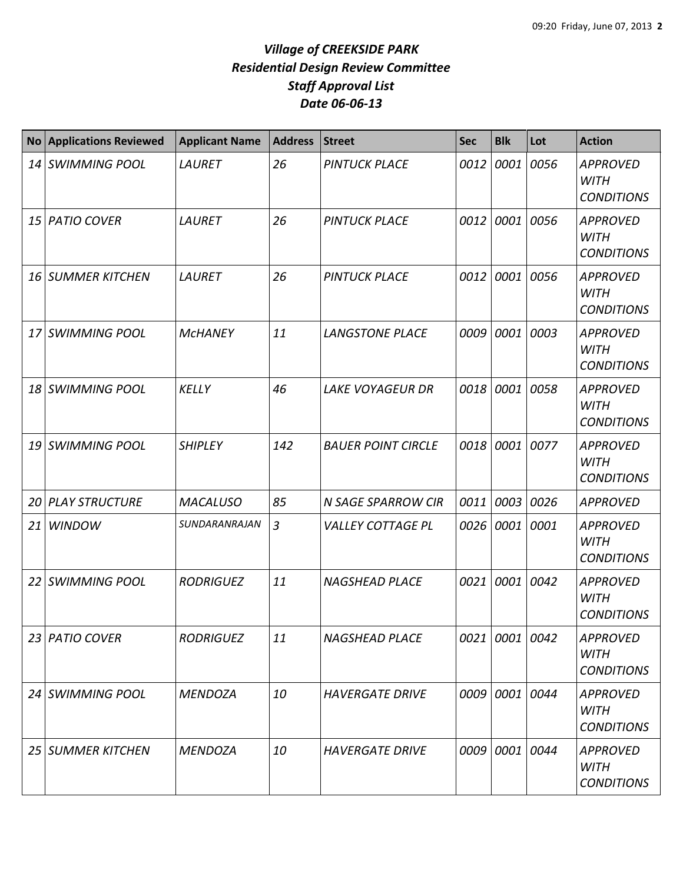# *Village of CREEKSIDE PARK*
## *Residential Design Review Committee*
## *Staff Approval List*
## *Date 06-06-13*

| No | Applications Reviewed | Applicant Name | Address | Street | Sec | Blk | Lot | Action |
|---|---|---|---|---|---|---|---|---|
| 14 | SWIMMING POOL | LAURET | 26 | PINTUCK PLACE | 0012 | 0001 | 0056 | APPROVED WITH CONDITIONS |
| 15 | PATIO COVER | LAURET | 26 | PINTUCK PLACE | 0012 | 0001 | 0056 | APPROVED WITH CONDITIONS |
| 16 | SUMMER KITCHEN | LAURET | 26 | PINTUCK PLACE | 0012 | 0001 | 0056 | APPROVED WITH CONDITIONS |
| 17 | SWIMMING POOL | McHANEY | 11 | LANGSTONE PLACE | 0009 | 0001 | 0003 | APPROVED WITH CONDITIONS |
| 18 | SWIMMING POOL | KELLY | 46 | LAKE VOYAGEUR DR | 0018 | 0001 | 0058 | APPROVED WITH CONDITIONS |
| 19 | SWIMMING POOL | SHIPLEY | 142 | BAUER POINT CIRCLE | 0018 | 0001 | 0077 | APPROVED WITH CONDITIONS |
| 20 | PLAY STRUCTURE | MACALUSO | 85 | N SAGE SPARROW CIR | 0011 | 0003 | 0026 | APPROVED |
| 21 | WINDOW | SUNDARANRAJAN | 3 | VALLEY COTTAGE PL | 0026 | 0001 | 0001 | APPROVED WITH CONDITIONS |
| 22 | SWIMMING POOL | RODRIGUEZ | 11 | NAGSHEAD PLACE | 0021 | 0001 | 0042 | APPROVED WITH CONDITIONS |
| 23 | PATIO COVER | RODRIGUEZ | 11 | NAGSHEAD PLACE | 0021 | 0001 | 0042 | APPROVED WITH CONDITIONS |
| 24 | SWIMMING POOL | MENDOZA | 10 | HAVERGATE DRIVE | 0009 | 0001 | 0044 | APPROVED WITH CONDITIONS |
| 25 | SUMMER KITCHEN | MENDOZA | 10 | HAVERGATE DRIVE | 0009 | 0001 | 0044 | APPROVED WITH CONDITIONS |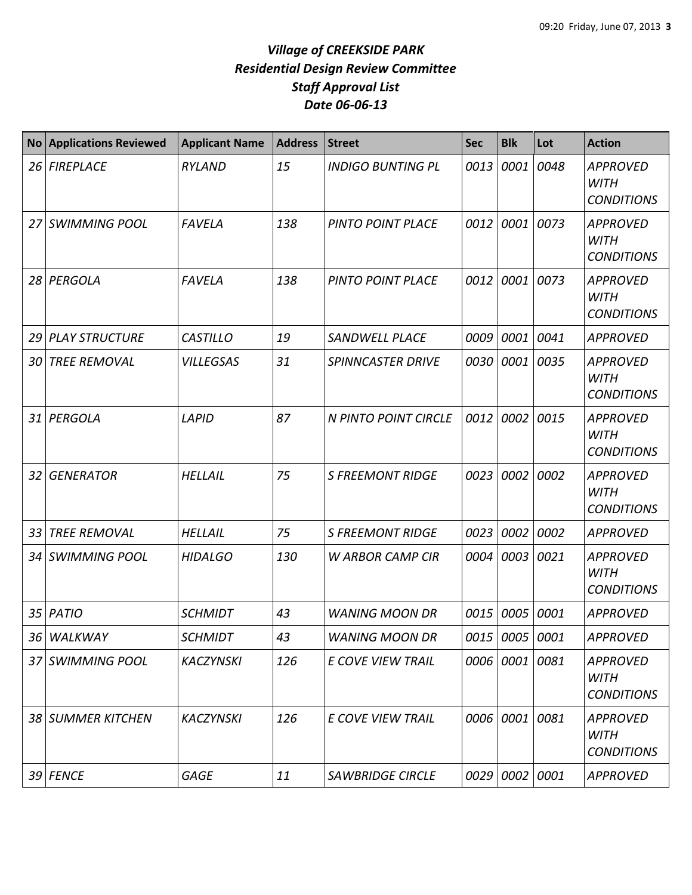# *Village of CREEKSIDE PARK*
## *Residential Design Review Committee*
## *Staff Approval List*
## *Date 06-06-13*

| No | Applications Reviewed | Applicant Name | Address | Street | Sec | Blk | Lot | Action |
|---|---|---|---|---|---|---|---|---|
| *26* | *FIREPLACE* | *RYLAND* | *15* | *INDIGO BUNTING PL* | *0013* | *0001* | *0048* | *APPROVED WITH CONDITIONS* |
| *27* | *SWIMMING POOL* | *FAVELA* | *138* | *PINTO POINT PLACE* | *0012* | *0001* | *0073* | *APPROVED WITH CONDITIONS* |
| *28* | *PERGOLA* | *FAVELA* | *138* | *PINTO POINT PLACE* | *0012* | *0001* | *0073* | *APPROVED WITH CONDITIONS* |
| *29* | *PLAY STRUCTURE* | *CASTILLO* | *19* | *SANDWELL PLACE* | *0009* | *0001* | *0041* | *APPROVED* |
| *30* | *TREE REMOVAL* | *VILLEGSAS* | *31* | *SPINNCASTER DRIVE* | *0030* | *0001* | *0035* | *APPROVED WITH CONDITIONS* |
| *31* | *PERGOLA* | *LAPID* | *87* | *N PINTO POINT CIRCLE* | *0012* | *0002* | *0015* | *APPROVED WITH CONDITIONS* |
| *32* | *GENERATOR* | *HELLAIL* | *75* | *S FREEMONT RIDGE* | *0023* | *0002* | *0002* | *APPROVED WITH CONDITIONS* |
| *33* | *TREE REMOVAL* | *HELLAIL* | *75* | *S FREEMONT RIDGE* | *0023* | *0002* | *0002* | *APPROVED* |
| *34* | *SWIMMING POOL* | *HIDALGO* | *130* | *W ARBOR CAMP CIR* | *0004* | *0003* | *0021* | *APPROVED WITH CONDITIONS* |
| *35* | *PATIO* | *SCHMIDT* | *43* | *WANING MOON DR* | *0015* | *0005* | *0001* | *APPROVED* |
| *36* | *WALKWAY* | *SCHMIDT* | *43* | *WANING MOON DR* | *0015* | *0005* | *0001* | *APPROVED* |
| *37* | *SWIMMING POOL* | *KACZYNSKI* | *126* | *E COVE VIEW TRAIL* | *0006* | *0001* | *0081* | *APPROVED WITH CONDITIONS* |
| *38* | *SUMMER KITCHEN* | *KACZYNSKI* | *126* | *E COVE VIEW TRAIL* | *0006* | *0001* | *0081* | *APPROVED WITH CONDITIONS* |
| *39* | *FENCE* | *GAGE* | *11* | *SAWBRIDGE CIRCLE* | *0029* | *0002* | *0001* | *APPROVED* |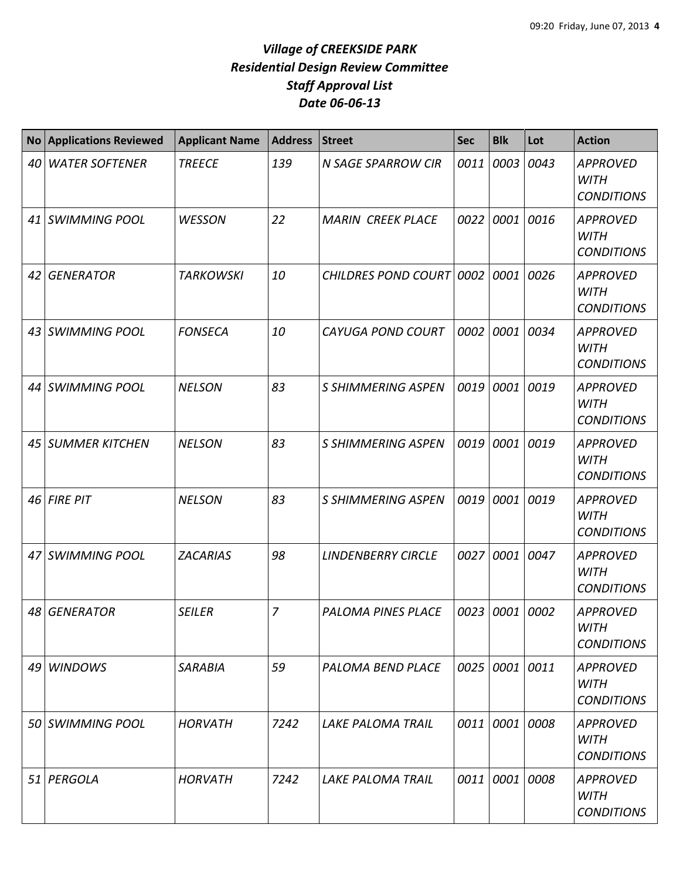# *Village of CREEKSIDE PARK*
# *Residential Design Review Committee*
# *Staff Approval List*
# *Date 06-06-13*

| No | Applications Reviewed | Applicant Name | Address | Street | Sec | Blk | Lot | Action |
|---|---|---|---|---|---|---|---|---|
| *40* | *WATER SOFTENER* | *TREECE* | *139* | *N SAGE SPARROW CIR* | *0011* | *0003* | *0043* | *APPROVED WITH CONDITIONS* |
| *41* | *SWIMMING POOL* | *WESSON* | *22* | *MARIN CREEK PLACE* | *0022* | *0001* | *0016* | *APPROVED WITH CONDITIONS* |
| *42* | *GENERATOR* | *TARKOWSKI* | *10* | *CHILDRES POND COURT* | *0002* | *0001* | *0026* | *APPROVED WITH CONDITIONS* |
| *43* | *SWIMMING POOL* | *FONSECA* | *10* | *CAYUGA POND COURT* | *0002* | *0001* | *0034* | *APPROVED WITH CONDITIONS* |
| *44* | *SWIMMING POOL* | *NELSON* | *83* | *S SHIMMERING ASPEN* | *0019* | *0001* | *0019* | *APPROVED WITH CONDITIONS* |
| *45* | *SUMMER KITCHEN* | *NELSON* | *83* | *S SHIMMERING ASPEN* | *0019* | *0001* | *0019* | *APPROVED WITH CONDITIONS* |
| *46* | *FIRE PIT* | *NELSON* | *83* | *S SHIMMERING ASPEN* | *0019* | *0001* | *0019* | *APPROVED WITH CONDITIONS* |
| *47* | *SWIMMING POOL* | *ZACARIAS* | *98* | *LINDENBERRY CIRCLE* | *0027* | *0001* | *0047* | *APPROVED WITH CONDITIONS* |
| *48* | *GENERATOR* | *SEILER* | *7* | *PALOMA PINES PLACE* | *0023* | *0001* | *0002* | *APPROVED WITH CONDITIONS* |
| *49* | *WINDOWS* | *SARABIA* | *59* | *PALOMA BEND PLACE* | *0025* | *0001* | *0011* | *APPROVED WITH CONDITIONS* |
| *50* | *SWIMMING POOL* | *HORVATH* | *7242* | *LAKE PALOMA TRAIL* | *0011* | *0001* | *0008* | *APPROVED WITH CONDITIONS* |
| *51* | *PERGOLA* | *HORVATH* | *7242* | *LAKE PALOMA TRAIL* | *0011* | *0001* | *0008* | *APPROVED WITH CONDITIONS* |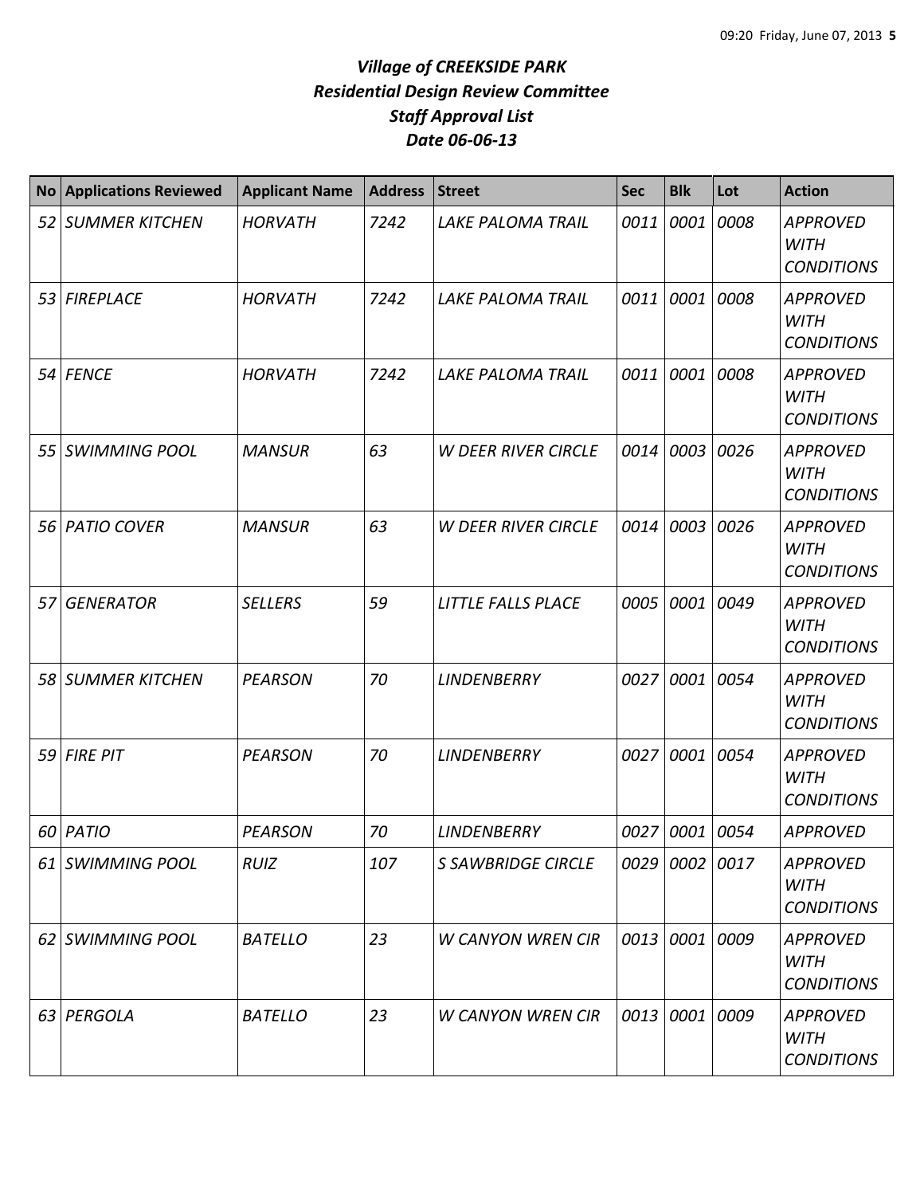# *Village of CREEKSIDE PARK*
## *Residential Design Review Committee*
## *Staff Approval List*
## *Date 06-06-13*

| No | Applications Reviewed | Applicant Name | Address | Street | Sec | Blk | Lot | Action |
|---|---|---|---|---|---|---|---|---|
| *52* | *SUMMER KITCHEN* | *HORVATH* | *7242* | *LAKE PALOMA TRAIL* | *0011* | *0001* | *0008* | *APPROVED WITH CONDITIONS* |
| *53* | *FIREPLACE* | *HORVATH* | *7242* | *LAKE PALOMA TRAIL* | *0011* | *0001* | *0008* | *APPROVED WITH CONDITIONS* |
| *54* | *FENCE* | *HORVATH* | *7242* | *LAKE PALOMA TRAIL* | *0011* | *0001* | *0008* | *APPROVED WITH CONDITIONS* |
| *55* | *SWIMMING POOL* | *MANSUR* | *63* | *W DEER RIVER CIRCLE* | *0014* | *0003* | *0026* | *APPROVED WITH CONDITIONS* |
| *56* | *PATIO COVER* | *MANSUR* | *63* | *W DEER RIVER CIRCLE* | *0014* | *0003* | *0026* | *APPROVED WITH CONDITIONS* |
| *57* | *GENERATOR* | *SELLERS* | *59* | *LITTLE FALLS PLACE* | *0005* | *0001* | *0049* | *APPROVED WITH CONDITIONS* |
| *58* | *SUMMER KITCHEN* | *PEARSON* | *70* | *LINDENBERRY* | *0027* | *0001* | *0054* | *APPROVED WITH CONDITIONS* |
| *59* | *FIRE PIT* | *PEARSON* | *70* | *LINDENBERRY* | *0027* | *0001* | *0054* | *APPROVED WITH CONDITIONS* |
| *60* | *PATIO* | *PEARSON* | *70* | *LINDENBERRY* | *0027* | *0001* | *0054* | *APPROVED* |
| *61* | *SWIMMING POOL* | *RUIZ* | *107* | *S SAWBRIDGE CIRCLE* | *0029* | *0002* | *0017* | *APPROVED WITH CONDITIONS* |
| *62* | *SWIMMING POOL* | *BATELLO* | *23* | *W CANYON WREN CIR* | *0013* | *0001* | *0009* | *APPROVED WITH CONDITIONS* |
| *63* | *PERGOLA* | *BATELLO* | *23* | *W CANYON WREN CIR* | *0013* | *0001* | *0009* | *APPROVED WITH CONDITIONS* |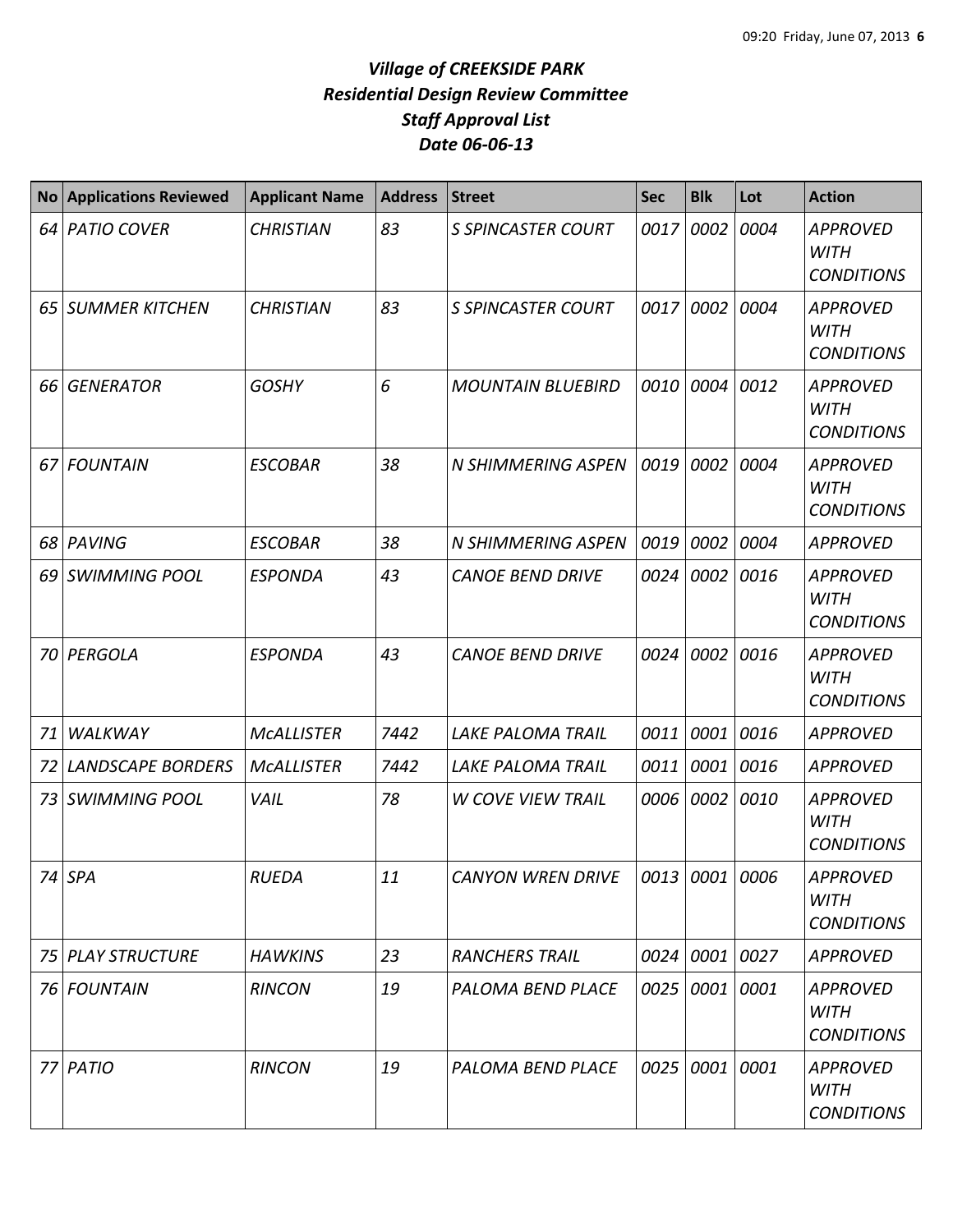# *Village of CREEKSIDE PARK*
## *Residential Design Review Committee*
## *Staff Approval List*
## *Date 06-06-13*

| No | Applications Reviewed | Applicant Name | Address | Street | Sec | Blk | Lot | Action |
|---|---|---|---|---|---|---|---|---|
| 64 | PATIO COVER | CHRISTIAN | 83 | S SPINCASTER COURT | 0017 | 0002 | 0004 | APPROVED WITH CONDITIONS |
| 65 | SUMMER KITCHEN | CHRISTIAN | 83 | S SPINCASTER COURT | 0017 | 0002 | 0004 | APPROVED WITH CONDITIONS |
| 66 | GENERATOR | GOSHY | 6 | MOUNTAIN BLUEBIRD | 0010 | 0004 | 0012 | APPROVED WITH CONDITIONS |
| 67 | FOUNTAIN | ESCOBAR | 38 | N SHIMMERING ASPEN | 0019 | 0002 | 0004 | APPROVED WITH CONDITIONS |
| 68 | PAVING | ESCOBAR | 38 | N SHIMMERING ASPEN | 0019 | 0002 | 0004 | APPROVED |
| 69 | SWIMMING POOL | ESPONDA | 43 | CANOE BEND DRIVE | 0024 | 0002 | 0016 | APPROVED WITH CONDITIONS |
| 70 | PERGOLA | ESPONDA | 43 | CANOE BEND DRIVE | 0024 | 0002 | 0016 | APPROVED WITH CONDITIONS |
| 71 | WALKWAY | McALLISTER | 7442 | LAKE PALOMA TRAIL | 0011 | 0001 | 0016 | APPROVED |
| 72 | LANDSCAPE BORDERS | McALLISTER | 7442 | LAKE PALOMA TRAIL | 0011 | 0001 | 0016 | APPROVED |
| 73 | SWIMMING POOL | VAIL | 78 | W COVE VIEW TRAIL | 0006 | 0002 | 0010 | APPROVED WITH CONDITIONS |
| 74 | SPA | RUEDA | 11 | CANYON WREN DRIVE | 0013 | 0001 | 0006 | APPROVED WITH CONDITIONS |
| 75 | PLAY STRUCTURE | HAWKINS | 23 | RANCHERS TRAIL | 0024 | 0001 | 0027 | APPROVED |
| 76 | FOUNTAIN | RINCON | 19 | PALOMA BEND PLACE | 0025 | 0001 | 0001 | APPROVED WITH CONDITIONS |
| 77 | PATIO | RINCON | 19 | PALOMA BEND PLACE | 0025 | 0001 | 0001 | APPROVED WITH CONDITIONS |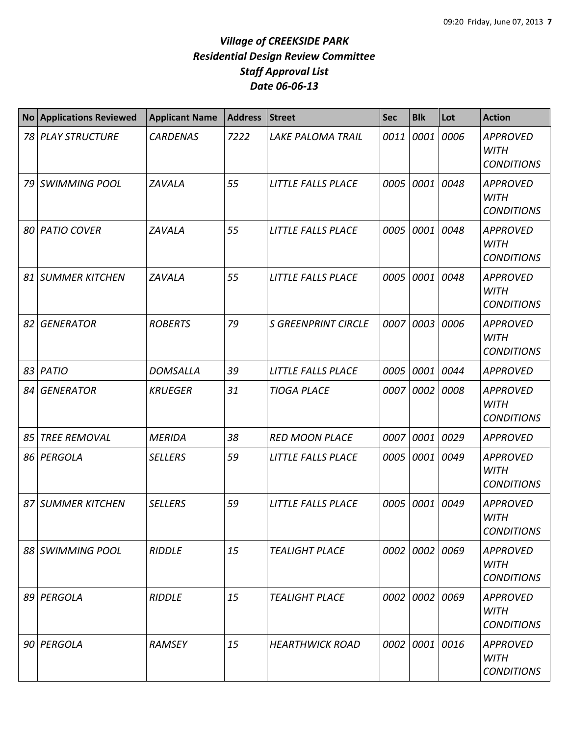# *Village of CREEKSIDE PARK*
## *Residential Design Review Committee*
## *Staff Approval List*
## *Date 06-06-13*

| No | Applications Reviewed | Applicant Name | Address | Street | Sec | Blk | Lot | Action |
|---|---|---|---|---|---|---|---|---|
| *78* | *PLAY STRUCTURE* | *CARDENAS* | *7222* | *LAKE PALOMA TRAIL* | *0011* | *0001* | *0006* | *APPROVED WITH CONDITIONS* |
| *79* | *SWIMMING POOL* | *ZAVALA* | *55* | *LITTLE FALLS PLACE* | *0005* | *0001* | *0048* | *APPROVED WITH CONDITIONS* |
| *80* | *PATIO COVER* | *ZAVALA* | *55* | *LITTLE FALLS PLACE* | *0005* | *0001* | *0048* | *APPROVED WITH CONDITIONS* |
| *81* | *SUMMER KITCHEN* | *ZAVALA* | *55* | *LITTLE FALLS PLACE* | *0005* | *0001* | *0048* | *APPROVED WITH CONDITIONS* |
| *82* | *GENERATOR* | *ROBERTS* | *79* | *S GREENPRINT CIRCLE* | *0007* | *0003* | *0006* | *APPROVED WITH CONDITIONS* |
| *83* | *PATIO* | *DOMSALLA* | *39* | *LITTLE FALLS PLACE* | *0005* | *0001* | *0044* | *APPROVED* |
| *84* | *GENERATOR* | *KRUEGER* | *31* | *TIOGA PLACE* | *0007* | *0002* | *0008* | *APPROVED WITH CONDITIONS* |
| *85* | *TREE REMOVAL* | *MERIDA* | *38* | *RED MOON PLACE* | *0007* | *0001* | *0029* | *APPROVED* |
| *86* | *PERGOLA* | *SELLERS* | *59* | *LITTLE FALLS PLACE* | *0005* | *0001* | *0049* | *APPROVED WITH CONDITIONS* |
| *87* | *SUMMER KITCHEN* | *SELLERS* | *59* | *LITTLE FALLS PLACE* | *0005* | *0001* | *0049* | *APPROVED WITH CONDITIONS* |
| *88* | *SWIMMING POOL* | *RIDDLE* | *15* | *TEALIGHT PLACE* | *0002* | *0002* | *0069* | *APPROVED WITH CONDITIONS* |
| *89* | *PERGOLA* | *RIDDLE* | *15* | *TEALIGHT PLACE* | *0002* | *0002* | *0069* | *APPROVED WITH CONDITIONS* |
| *90* | *PERGOLA* | *RAMSEY* | *15* | *HEARTHWICK ROAD* | *0002* | *0001* | *0016* | *APPROVED WITH CONDITIONS* |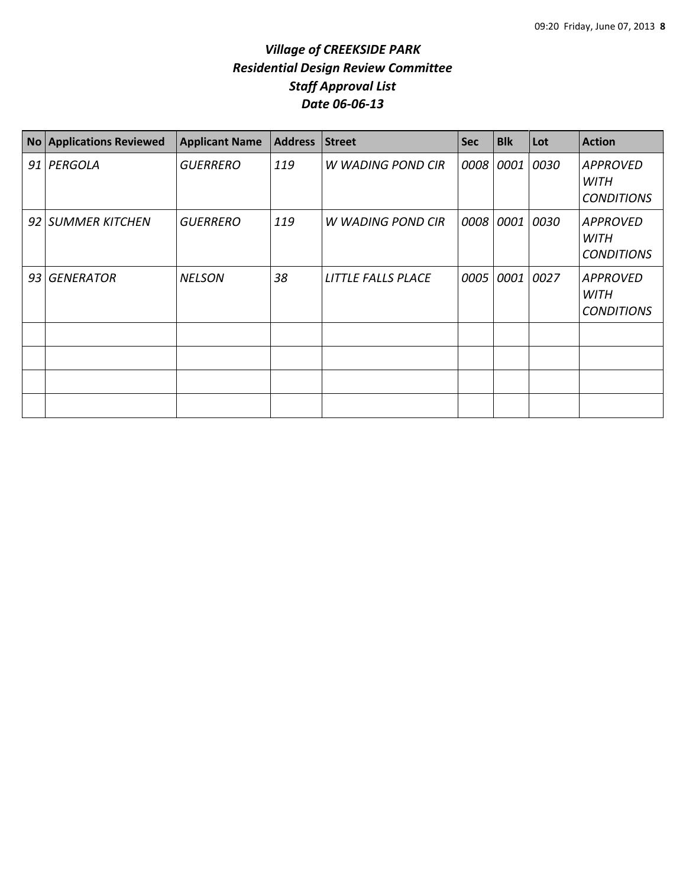# *Village of CREEKSIDE PARK*
# *Residential Design Review Committee*
# *Staff Approval List*
# *Date 06-06-13*

| No | Applications Reviewed | Applicant Name | Address | Street | Sec | Blk | Lot | Action |
|---|---|---|---|---|---|---|---|---|
| *91* | *PERGOLA* | *GUERRERO* | *119* | *W WADING POND CIR* | *0008* | *0001* | *0030* | *APPROVED WITH CONDITIONS* |
| *92* | *SUMMER KITCHEN* | *GUERRERO* | *119* | *W WADING POND CIR* | *0008* | *0001* | *0030* | *APPROVED WITH CONDITIONS* |
| *93* | *GENERATOR* | *NELSON* | *38* | *LITTLE FALLS PLACE* | *0005* | *0001* | *0027* | *APPROVED WITH CONDITIONS* |
| | | | | | | | | |
| | | | | | | | | |
| | | | | | | | | |
| | | | | | | | | |